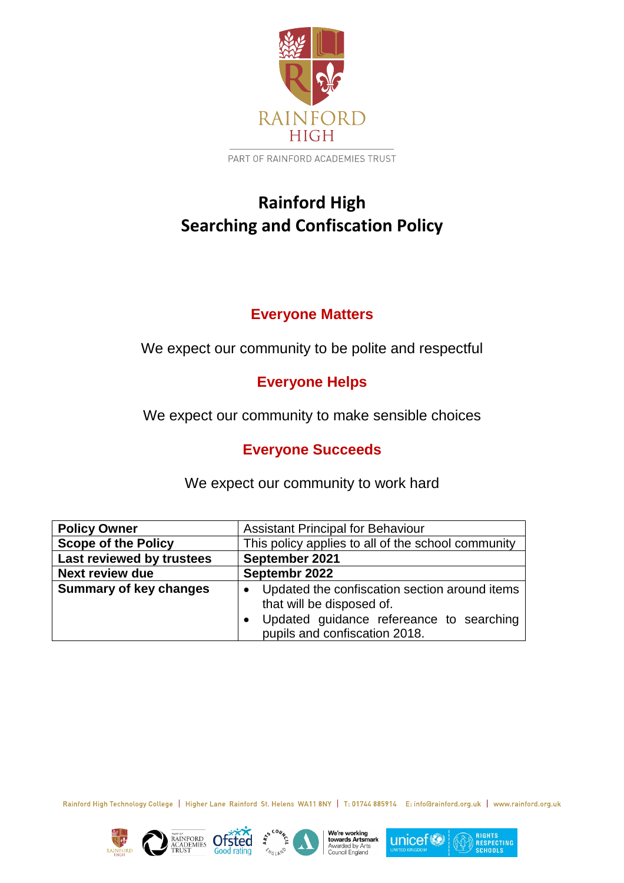RAINFORD HIGH

PART OF RAINFORD ACADEMIES TRUST

# Rainford High
# Searching and Confiscation Policy

## Everyone Matters

We expect our community to be polite and respectful

## Everyone Helps

We expect our community to make sensible choices

## Everyone Succeeds

We expect our community to work hard

| **Policy Owner** | Assistant Principal for Behaviour |
|---|---|
| **Scope of the Policy** | This policy applies to all of the school community |
| **Last reviewed by trustees** | **September 2021** |
| **Next review due** | **Septembr 2022** |
| **Summary of key changes** | • Updated the confiscation section around items that will be disposed of.<br>• Updated guidance refereance to searching pupils and confiscation 2018. |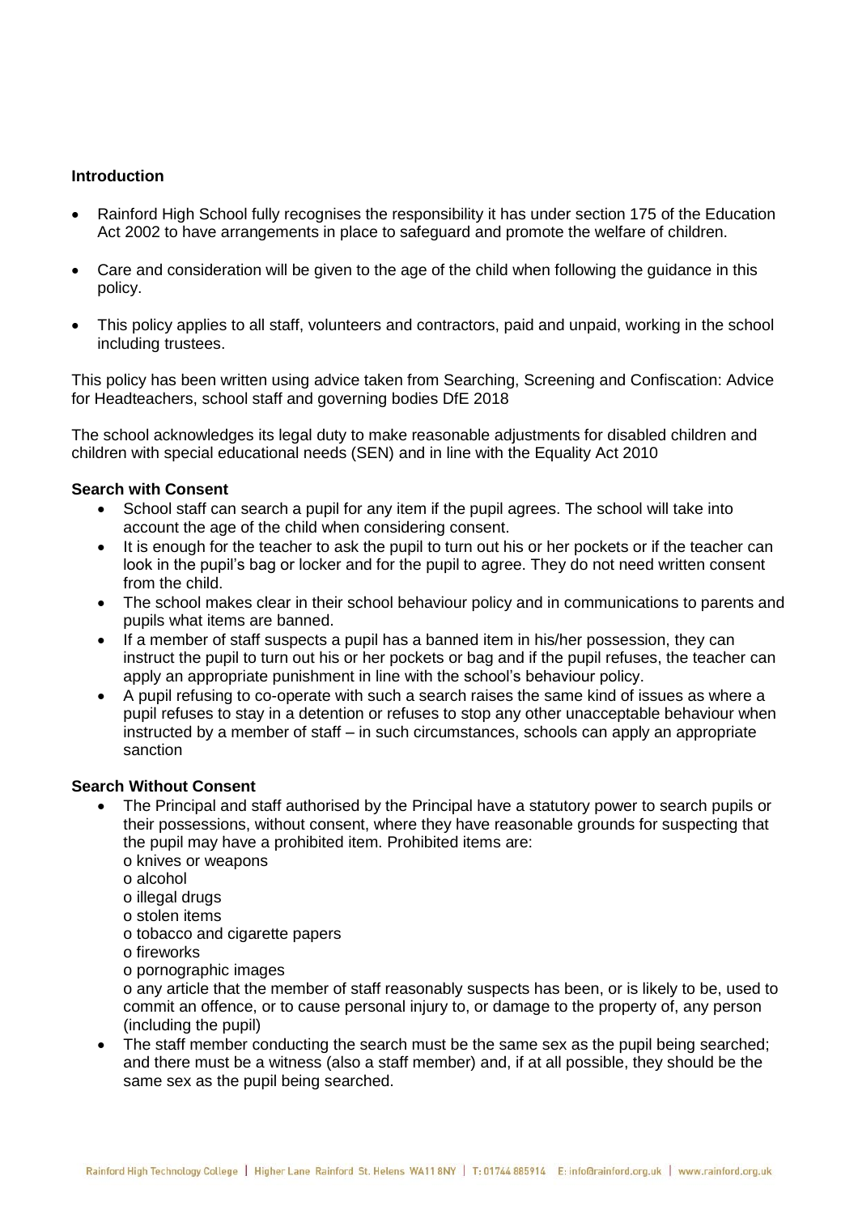**Introduction**

- Rainford High School fully recognises the responsibility it has under section 175 of the Education Act 2002 to have arrangements in place to safeguard and promote the welfare of children.
- Care and consideration will be given to the age of the child when following the guidance in this policy.
- This policy applies to all staff, volunteers and contractors, paid and unpaid, working in the school including trustees.

This policy has been written using advice taken from Searching, Screening and Confiscation: Advice for Headteachers, school staff and governing bodies DfE 2018

The school acknowledges its legal duty to make reasonable adjustments for disabled children and children with special educational needs (SEN) and in line with the Equality Act 2010

**Search with Consent**

- School staff can search a pupil for any item if the pupil agrees. The school will take into account the age of the child when considering consent.
- It is enough for the teacher to ask the pupil to turn out his or her pockets or if the teacher can look in the pupil's bag or locker and for the pupil to agree. They do not need written consent from the child.
- The school makes clear in their school behaviour policy and in communications to parents and pupils what items are banned.
- If a member of staff suspects a pupil has a banned item in his/her possession, they can instruct the pupil to turn out his or her pockets or bag and if the pupil refuses, the teacher can apply an appropriate punishment in line with the school's behaviour policy.
- A pupil refusing to co-operate with such a search raises the same kind of issues as where a pupil refuses to stay in a detention or refuses to stop any other unacceptable behaviour when instructed by a member of staff – in such circumstances, schools can apply an appropriate sanction

**Search Without Consent**

- The Principal and staff authorised by the Principal have a statutory power to search pupils or their possessions, without consent, where they have reasonable grounds for suspecting that the pupil may have a prohibited item. Prohibited items are:
  - knives or weapons
  - alcohol
  - illegal drugs
  - stolen items
  - tobacco and cigarette papers
  - fireworks
  - pornographic images
  - any article that the member of staff reasonably suspects has been, or is likely to be, used to commit an offence, or to cause personal injury to, or damage to the property of, any person (including the pupil)
- The staff member conducting the search must be the same sex as the pupil being searched; and there must be a witness (also a staff member) and, if at all possible, they should be the same sex as the pupil being searched.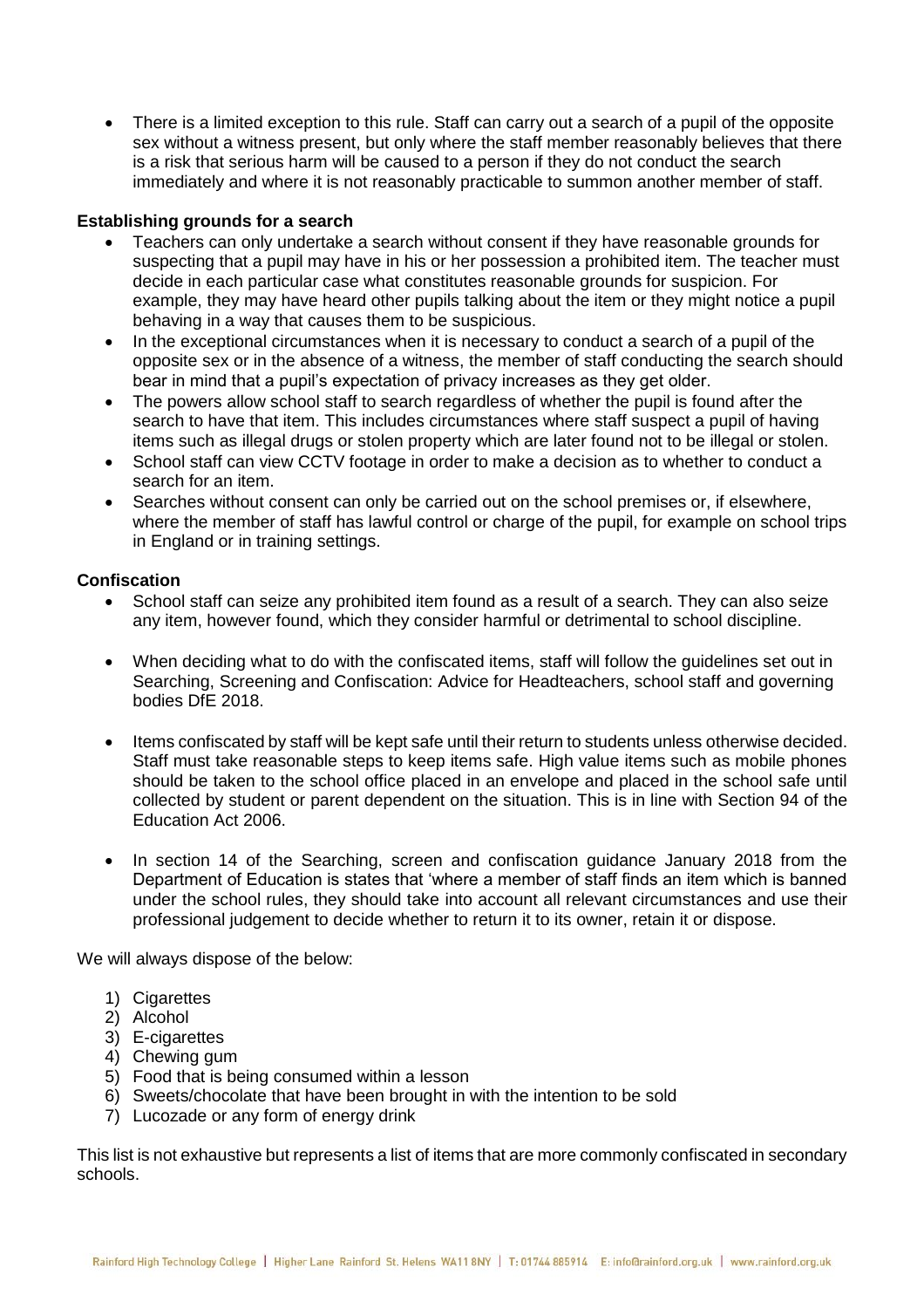- There is a limited exception to this rule. Staff can carry out a search of a pupil of the opposite sex without a witness present, but only where the staff member reasonably believes that there is a risk that serious harm will be caused to a person if they do not conduct the search immediately and where it is not reasonably practicable to summon another member of staff.

**Establishing grounds for a search**

- Teachers can only undertake a search without consent if they have reasonable grounds for suspecting that a pupil may have in his or her possession a prohibited item. The teacher must decide in each particular case what constitutes reasonable grounds for suspicion. For example, they may have heard other pupils talking about the item or they might notice a pupil behaving in a way that causes them to be suspicious.
- In the exceptional circumstances when it is necessary to conduct a search of a pupil of the opposite sex or in the absence of a witness, the member of staff conducting the search should bear in mind that a pupil's expectation of privacy increases as they get older.
- The powers allow school staff to search regardless of whether the pupil is found after the search to have that item. This includes circumstances where staff suspect a pupil of having items such as illegal drugs or stolen property which are later found not to be illegal or stolen.
- School staff can view CCTV footage in order to make a decision as to whether to conduct a search for an item.
- Searches without consent can only be carried out on the school premises or, if elsewhere, where the member of staff has lawful control or charge of the pupil, for example on school trips in England or in training settings.

**Confiscation**

- School staff can seize any prohibited item found as a result of a search. They can also seize any item, however found, which they consider harmful or detrimental to school discipline.
- When deciding what to do with the confiscated items, staff will follow the guidelines set out in Searching, Screening and Confiscation: Advice for Headteachers, school staff and governing bodies DfE 2018.
- Items confiscated by staff will be kept safe until their return to students unless otherwise decided. Staff must take reasonable steps to keep items safe. High value items such as mobile phones should be taken to the school office placed in an envelope and placed in the school safe until collected by student or parent dependent on the situation. This is in line with Section 94 of the Education Act 2006.
- In section 14 of the Searching, screen and confiscation guidance January 2018 from the Department of Education is states that 'where a member of staff finds an item which is banned under the school rules, they should take into account all relevant circumstances and use their professional judgement to decide whether to return it to its owner, retain it or dispose.

We will always dispose of the below:

1) Cigarettes
2) Alcohol
3) E-cigarettes
4) Chewing gum
5) Food that is being consumed within a lesson
6) Sweets/chocolate that have been brought in with the intention to be sold
7) Lucozade or any form of energy drink

This list is not exhaustive but represents a list of items that are more commonly confiscated in secondary schools.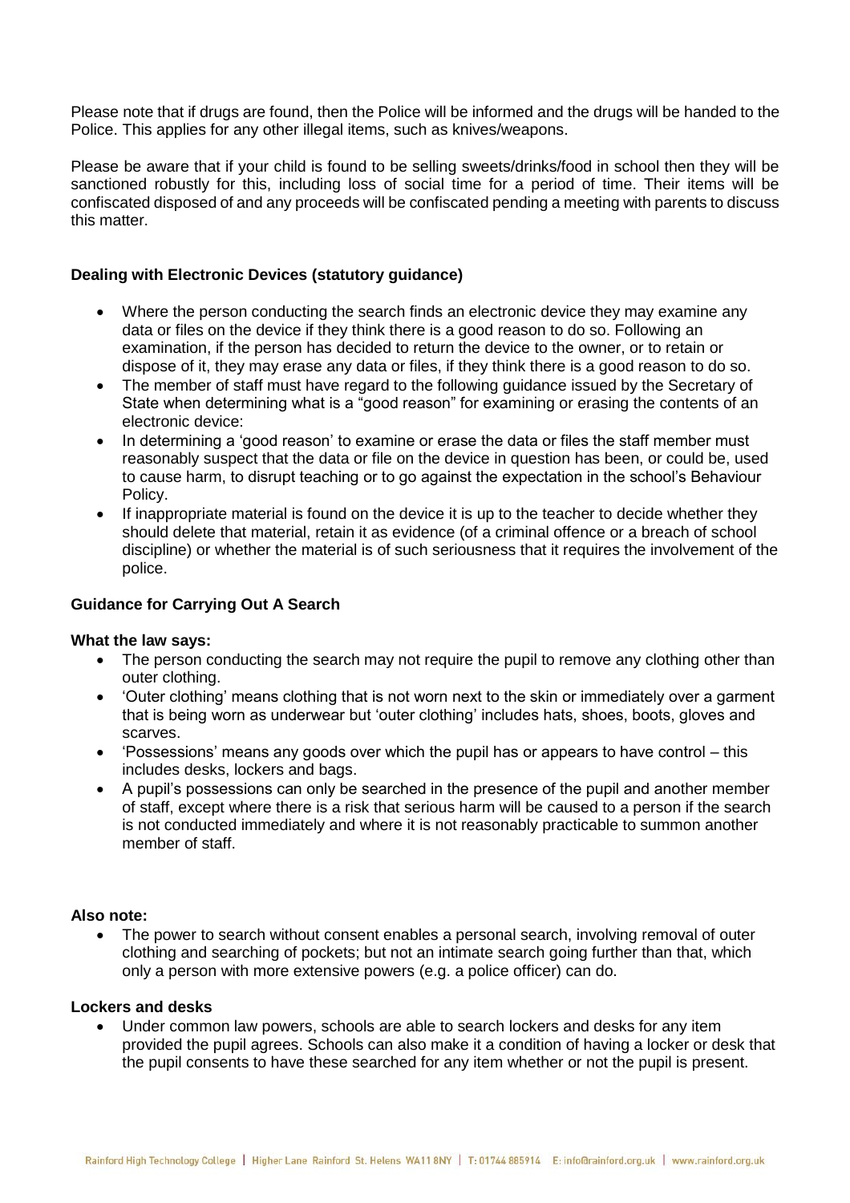Please note that if drugs are found, then the Police will be informed and the drugs will be handed to the Police. This applies for any other illegal items, such as knives/weapons.

Please be aware that if your child is found to be selling sweets/drinks/food in school then they will be sanctioned robustly for this, including loss of social time for a period of time. Their items will be confiscated disposed of and any proceeds will be confiscated pending a meeting with parents to discuss this matter.

**Dealing with Electronic Devices (statutory guidance)**

- Where the person conducting the search finds an electronic device they may examine any data or files on the device if they think there is a good reason to do so. Following an examination, if the person has decided to return the device to the owner, or to retain or dispose of it, they may erase any data or files, if they think there is a good reason to do so.
- The member of staff must have regard to the following guidance issued by the Secretary of State when determining what is a "good reason" for examining or erasing the contents of an electronic device:
- In determining a 'good reason' to examine or erase the data or files the staff member must reasonably suspect that the data or file on the device in question has been, or could be, used to cause harm, to disrupt teaching or to go against the expectation in the school's Behaviour Policy.
- If inappropriate material is found on the device it is up to the teacher to decide whether they should delete that material, retain it as evidence (of a criminal offence or a breach of school discipline) or whether the material is of such seriousness that it requires the involvement of the police.

**Guidance for Carrying Out A Search**

**What the law says:**

- The person conducting the search may not require the pupil to remove any clothing other than outer clothing.
- 'Outer clothing' means clothing that is not worn next to the skin or immediately over a garment that is being worn as underwear but 'outer clothing' includes hats, shoes, boots, gloves and scarves.
- 'Possessions' means any goods over which the pupil has or appears to have control – this includes desks, lockers and bags.
- A pupil's possessions can only be searched in the presence of the pupil and another member of staff, except where there is a risk that serious harm will be caused to a person if the search is not conducted immediately and where it is not reasonably practicable to summon another member of staff.

**Also note:**

- The power to search without consent enables a personal search, involving removal of outer clothing and searching of pockets; but not an intimate search going further than that, which only a person with more extensive powers (e.g. a police officer) can do.

**Lockers and desks**

- Under common law powers, schools are able to search lockers and desks for any item provided the pupil agrees. Schools can also make it a condition of having a locker or desk that the pupil consents to have these searched for any item whether or not the pupil is present.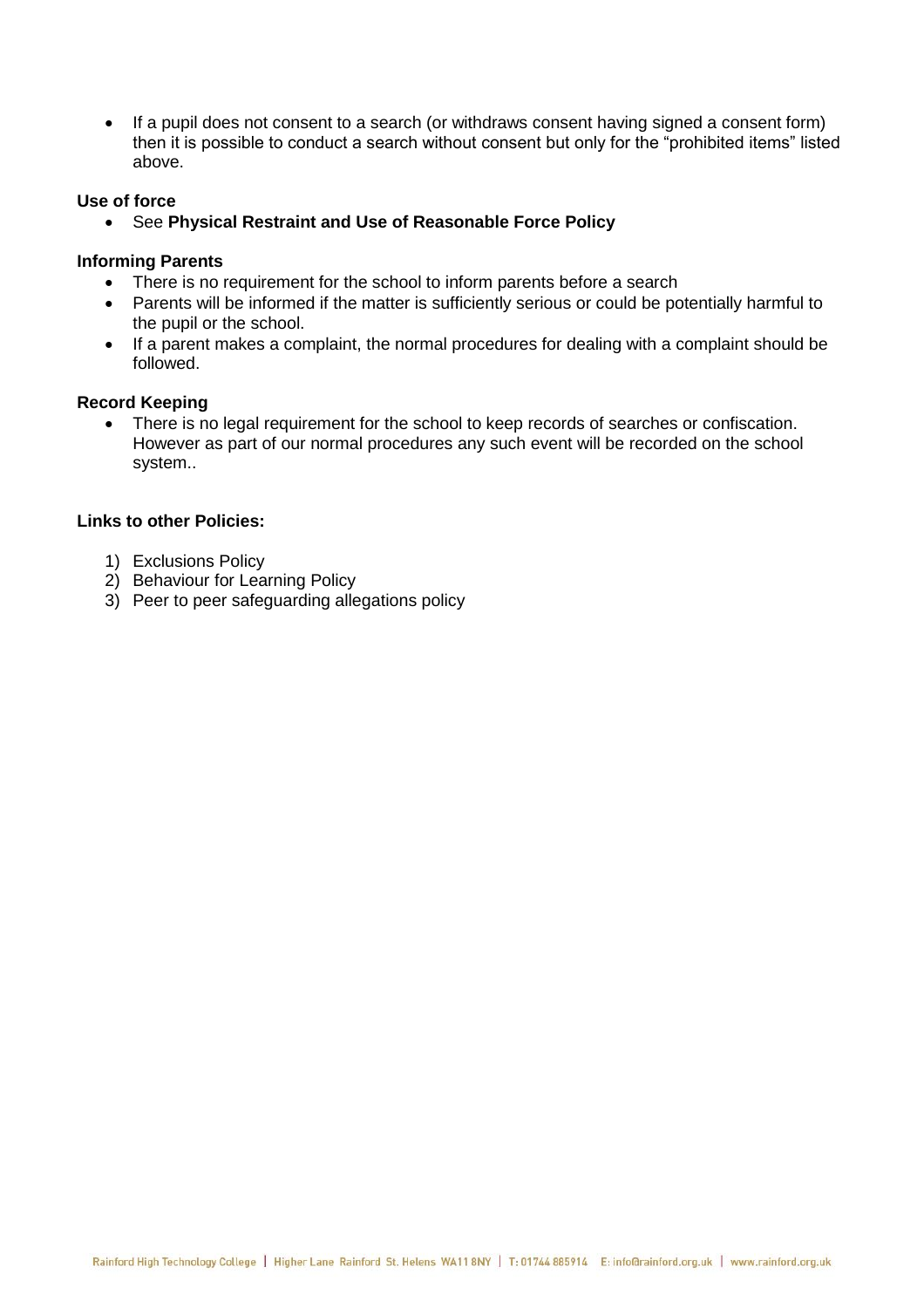- If a pupil does not consent to a search (or withdraws consent having signed a consent form) then it is possible to conduct a search without consent but only for the "prohibited items" listed above.

**Use of force**

- See **Physical Restraint and Use of Reasonable Force Policy**

**Informing Parents**

- There is no requirement for the school to inform parents before a search
- Parents will be informed if the matter is sufficiently serious or could be potentially harmful to the pupil or the school.
- If a parent makes a complaint, the normal procedures for dealing with a complaint should be followed.

**Record Keeping**

- There is no legal requirement for the school to keep records of searches or confiscation. However as part of our normal procedures any such event will be recorded on the school system..

**Links to other Policies:**

1) Exclusions Policy
2) Behaviour for Learning Policy
3) Peer to peer safeguarding allegations policy